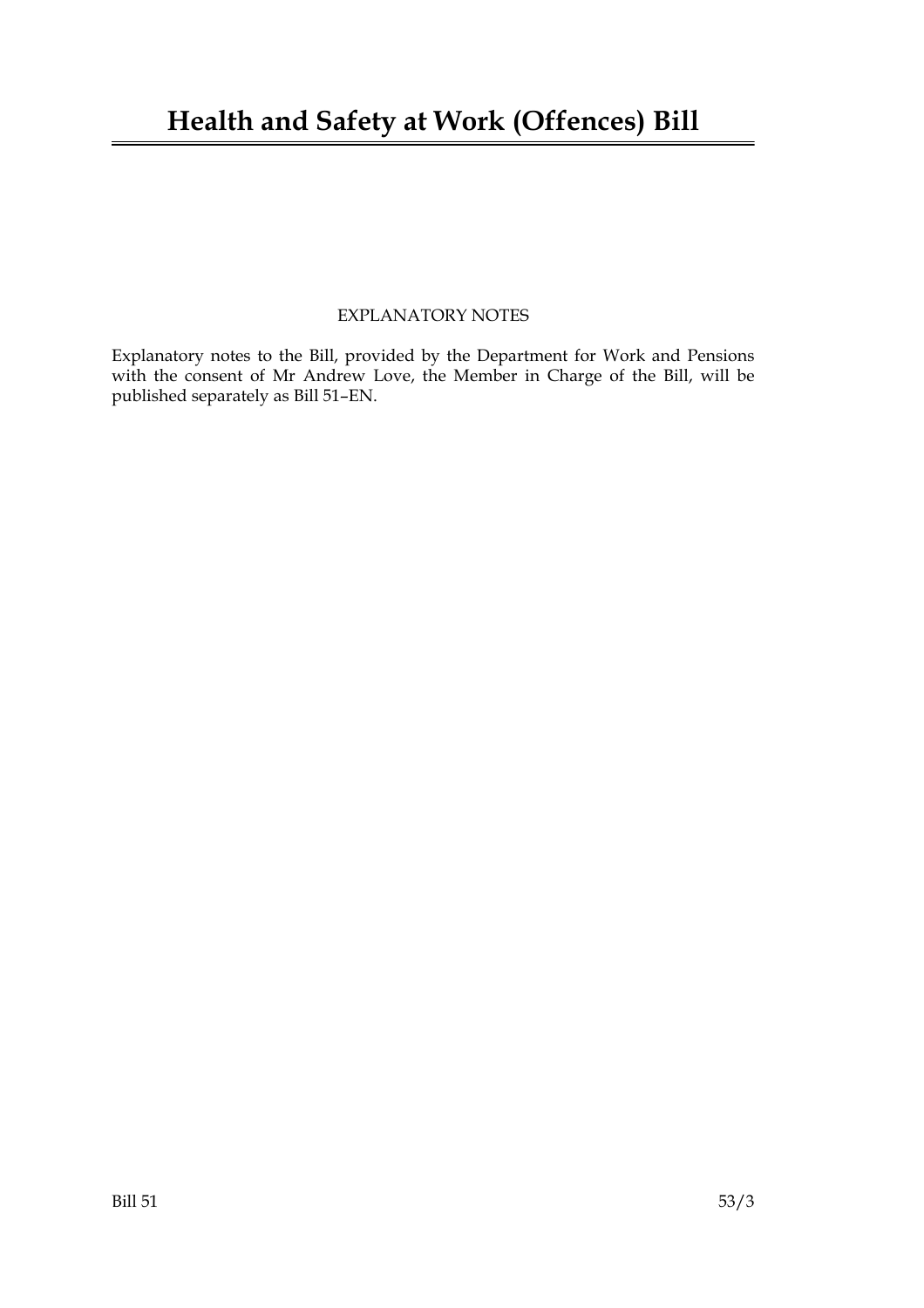# Health and Safety at Work (Offences) Bill

EXPLANATORY NOTES

Explanatory notes to the Bill, provided by the Department for Work and Pensions with the consent of Mr Andrew Love, the Member in Charge of the Bill, will be published separately as Bill 51–EN.

Bill 51 53/3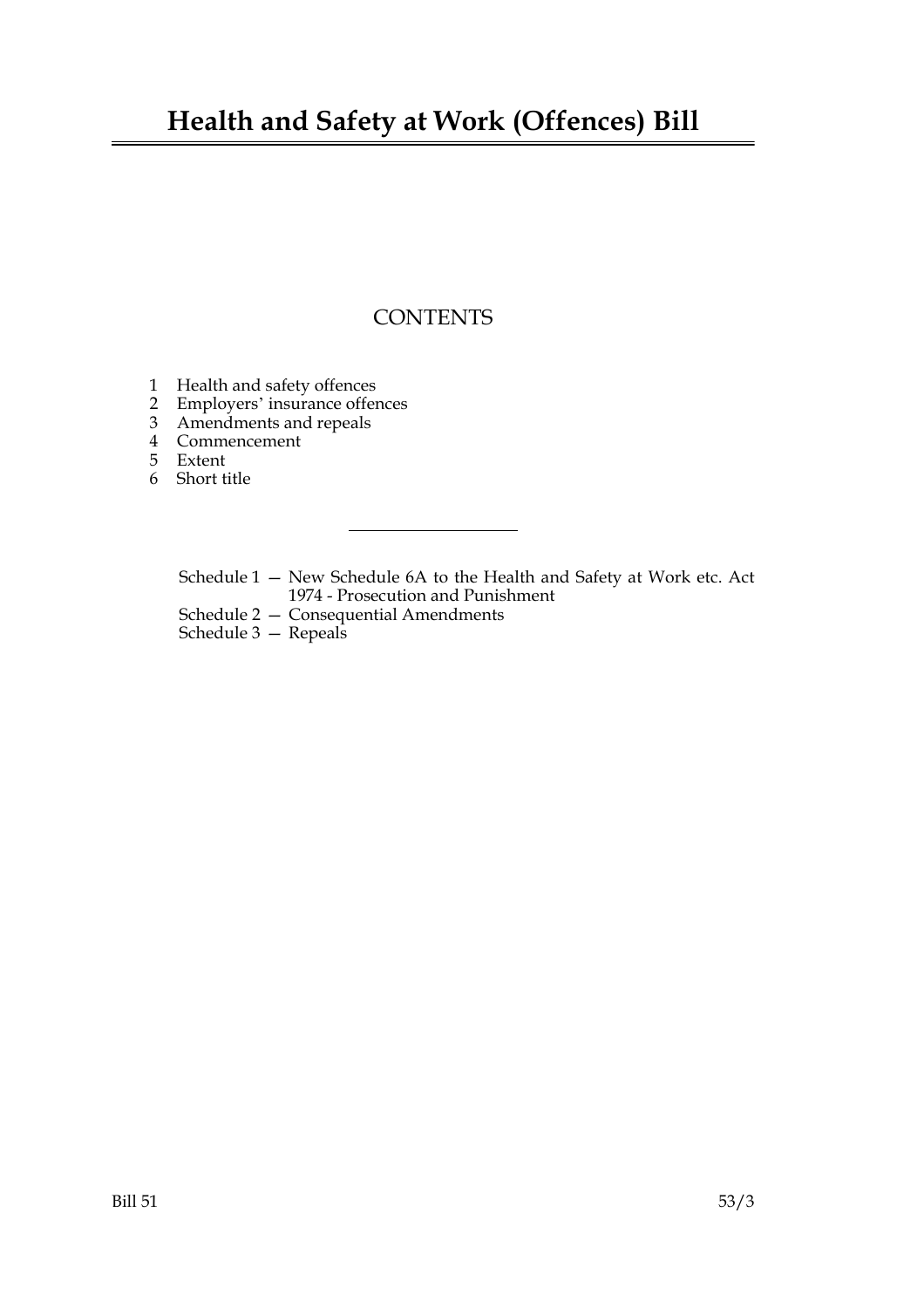# Health and Safety at Work (Offences) Bill

## CONTENTS

1 Health and safety offences
2 Employers' insurance offences
3 Amendments and repeals
4 Commencement
5 Extent
6 Short title

---

Schedule 1 — New Schedule 6A to the Health and Safety at Work etc. Act 1974 - Prosecution and Punishment
Schedule 2 — Consequential Amendments
Schedule 3 — Repeals

Bill 51 53/3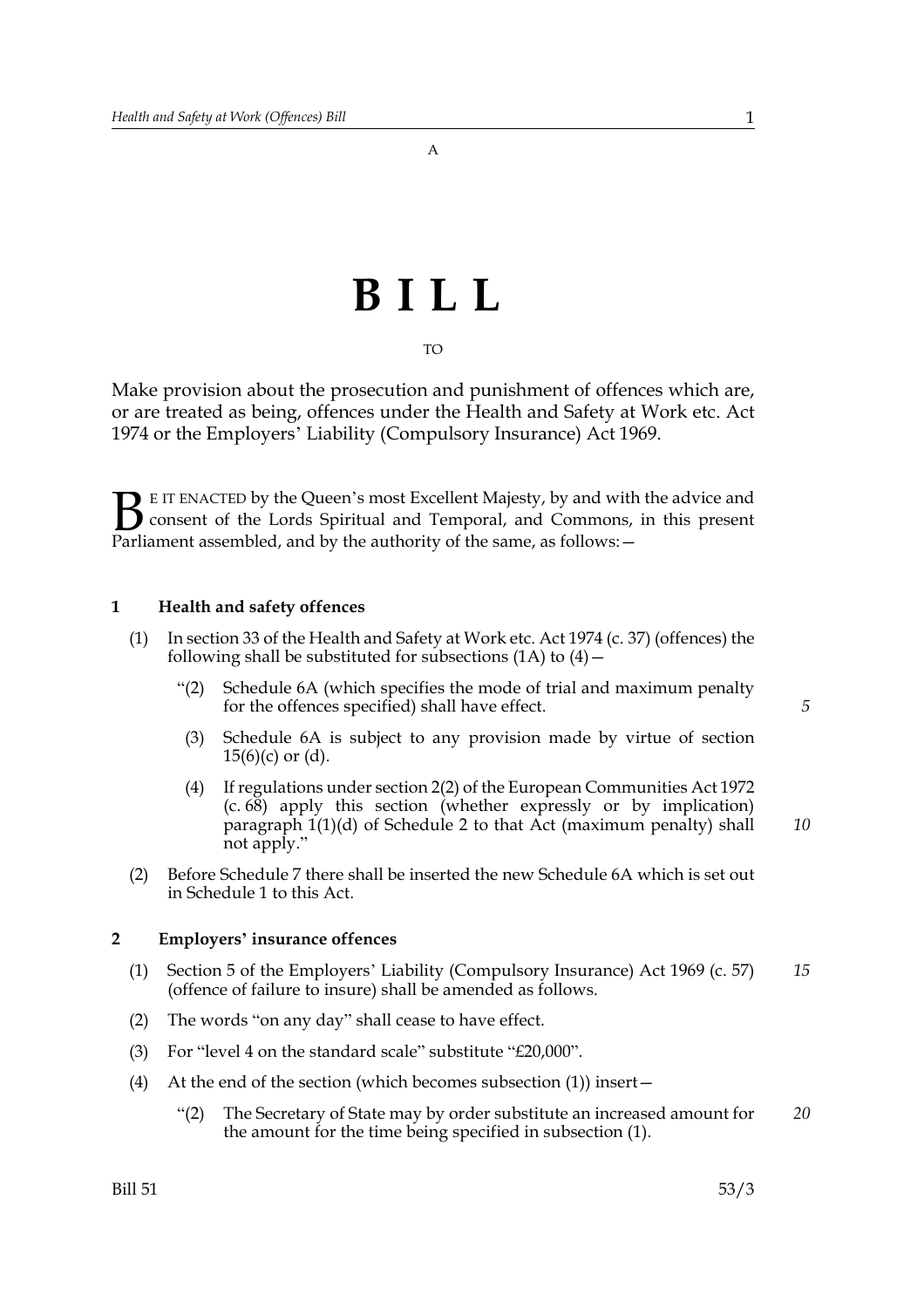A

# B I L L

TO

Make provision about the prosecution and punishment of offences which are, or are treated as being, offences under the Health and Safety at Work etc. Act 1974 or the Employers' Liability (Compulsory Insurance) Act 1969.

BE IT ENACTED by the Queen's most Excellent Majesty, by and with the advice and consent of the Lords Spiritual and Temporal, and Commons, in this present Parliament assembled, and by the authority of the same, as follows:—

**1 Health and safety offences**

(1) In section 33 of the Health and Safety at Work etc. Act 1974 (c. 37) (offences) the following shall be substituted for subsections (1A) to (4)—

> "(2) Schedule 6A (which specifies the mode of trial and maximum penalty for the offences specified) shall have effect.
>
> (3) Schedule 6A is subject to any provision made by virtue of section 15(6)(c) or (d).
>
> (4) If regulations under section 2(2) of the European Communities Act 1972 (c. 68) apply this section (whether expressly or by implication) paragraph 1(1)(d) of Schedule 2 to that Act (maximum penalty) shall not apply."

(2) Before Schedule 7 there shall be inserted the new Schedule 6A which is set out in Schedule 1 to this Act.

**2 Employers' insurance offences**

(1) Section 5 of the Employers' Liability (Compulsory Insurance) Act 1969 (c. 57) (offence of failure to insure) shall be amended as follows.

(2) The words "on any day" shall cease to have effect.

(3) For "level 4 on the standard scale" substitute "£20,000".

(4) At the end of the section (which becomes subsection (1)) insert—

> "(2) The Secretary of State may by order substitute an increased amount for the amount for the time being specified in subsection (1).

Bill 51 53/3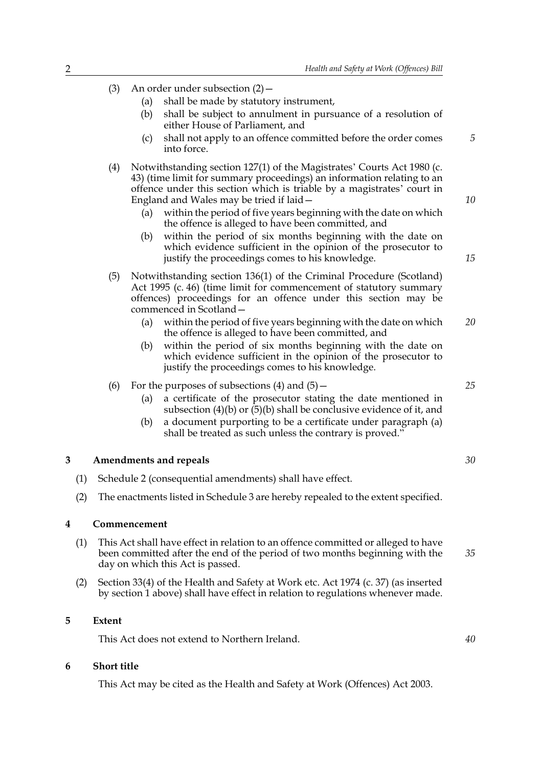(3) An order under subsection (2)—

   (a) shall be made by statutory instrument,

   (b) shall be subject to annulment in pursuance of a resolution of either House of Parliament, and

   (c) shall not apply to an offence committed before the order comes into force.

(4) Notwithstanding section 127(1) of the Magistrates' Courts Act 1980 (c. 43) (time limit for summary proceedings) an information relating to an offence under this section which is triable by a magistrates' court in England and Wales may be tried if laid—

   (a) within the period of five years beginning with the date on which the offence is alleged to have been committed, and

   (b) within the period of six months beginning with the date on which evidence sufficient in the opinion of the prosecutor to justify the proceedings comes to his knowledge.

(5) Notwithstanding section 136(1) of the Criminal Procedure (Scotland) Act 1995 (c. 46) (time limit for commencement of statutory summary offences) proceedings for an offence under this section may be commenced in Scotland—

   (a) within the period of five years beginning with the date on which the offence is alleged to have been committed, and

   (b) within the period of six months beginning with the date on which evidence sufficient in the opinion of the prosecutor to justify the proceedings comes to his knowledge.

(6) For the purposes of subsections (4) and (5)—

   (a) a certificate of the prosecutor stating the date mentioned in subsection (4)(b) or (5)(b) shall be conclusive evidence of it, and

   (b) a document purporting to be a certificate under paragraph (a) shall be treated as such unless the contrary is proved."

## 3 Amendments and repeals

(1) Schedule 2 (consequential amendments) shall have effect.

(2) The enactments listed in Schedule 3 are hereby repealed to the extent specified.

## 4 Commencement

(1) This Act shall have effect in relation to an offence committed or alleged to have been committed after the end of the period of two months beginning with the day on which this Act is passed.

(2) Section 33(4) of the Health and Safety at Work etc. Act 1974 (c. 37) (as inserted by section 1 above) shall have effect in relation to regulations whenever made.

## 5 Extent

This Act does not extend to Northern Ireland.

## 6 Short title

This Act may be cited as the Health and Safety at Work (Offences) Act 2003.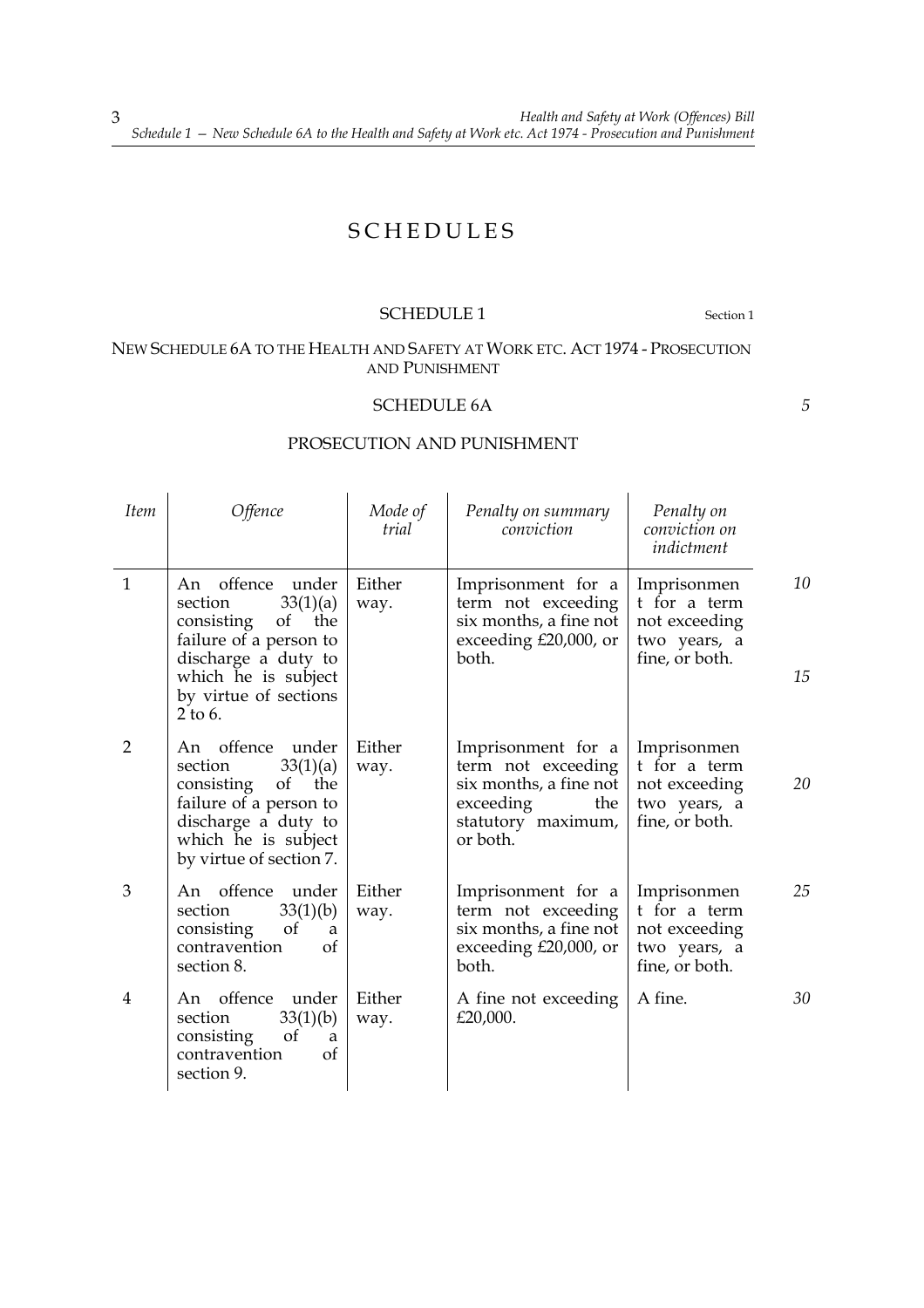# SCHEDULES

## SCHEDULE 1

Section 1

### NEW SCHEDULE 6A TO THE HEALTH AND SAFETY AT WORK ETC. ACT 1974 - PROSECUTION AND PUNISHMENT

## SCHEDULE 6A

## PROSECUTION AND PUNISHMENT

| *Item* | *Offence* | *Mode of trial* | *Penalty on summary conviction* | *Penalty on conviction on indictment* |
|---|---|---|---|---|
| 1 | An offence under section 33(1)(a) consisting of the failure of a person to discharge a duty to which he is subject by virtue of sections 2 to 6. | Either way. | Imprisonment for a term not exceeding six months, a fine not exceeding £20,000, or both. | Imprisonment for a term not exceeding two years, a fine, or both. |
| 2 | An offence under section 33(1)(a) consisting of the failure of a person to discharge a duty to which he is subject by virtue of section 7. | Either way. | Imprisonment for a term not exceeding six months, a fine not exceeding the statutory maximum, or both. | Imprisonment for a term not exceeding two years, a fine, or both. |
| 3 | An offence under section 33(1)(b) consisting of a contravention of section 8. | Either way. | Imprisonment for a term not exceeding six months, a fine not exceeding £20,000, or both. | Imprisonment for a term not exceeding two years, a fine, or both. |
| 4 | An offence under section 33(1)(b) consisting of a contravention of section 9. | Either way. | A fine not exceeding £20,000. | A fine. |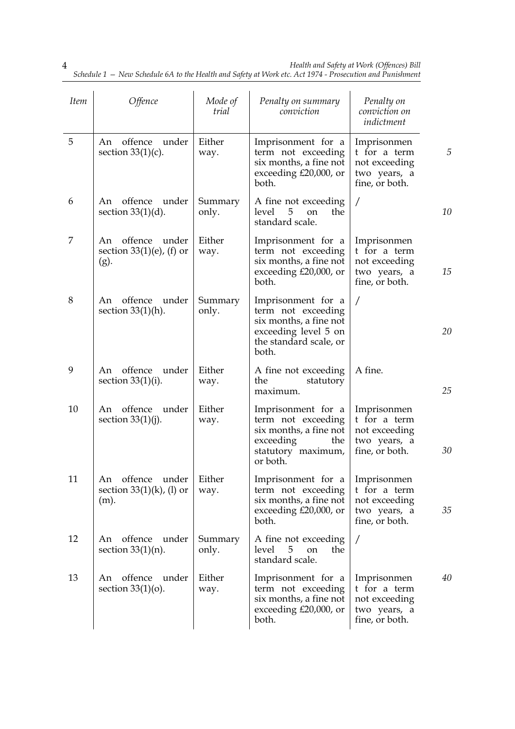| Item | Offence | Mode of trial | Penalty on summary conviction | Penalty on conviction on indictment |
|---|---|---|---|---|
| 5 | An offence under section 33(1)(c). | Either way. | Imprisonment for a term not exceeding six months, a fine not exceeding £20,000, or both. | Imprisonment for a term not exceeding two years, a fine, or both. |
| 6 | An offence under section 33(1)(d). | Summary only. | A fine not exceeding level 5 on the standard scale. | / |
| 7 | An offence under section 33(1)(e), (f) or (g). | Either way. | Imprisonment for a term not exceeding six months, a fine not exceeding £20,000, or both. | Imprisonment for a term not exceeding two years, a fine, or both. |
| 8 | An offence under section 33(1)(h). | Summary only. | Imprisonment for a term not exceeding six months, a fine not exceeding level 5 on the standard scale, or both. | / |
| 9 | An offence under section 33(1)(i). | Either way. | A fine not exceeding the statutory maximum. | A fine. |
| 10 | An offence under section 33(1)(j). | Either way. | Imprisonment for a term not exceeding six months, a fine not exceeding the statutory maximum, or both. | Imprisonment for a term not exceeding two years, a fine, or both. |
| 11 | An offence under section 33(1)(k), (l) or (m). | Either way. | Imprisonment for a term not exceeding six months, a fine not exceeding £20,000, or both. | Imprisonment for a term not exceeding two years, a fine, or both. |
| 12 | An offence under section 33(1)(n). | Summary only. | A fine not exceeding level 5 on the standard scale. | / |
| 13 | An offence under section 33(1)(o). | Either way. | Imprisonment for a term not exceeding six months, a fine not exceeding £20,000, or both. | Imprisonment for a term not exceeding two years, a fine, or both. |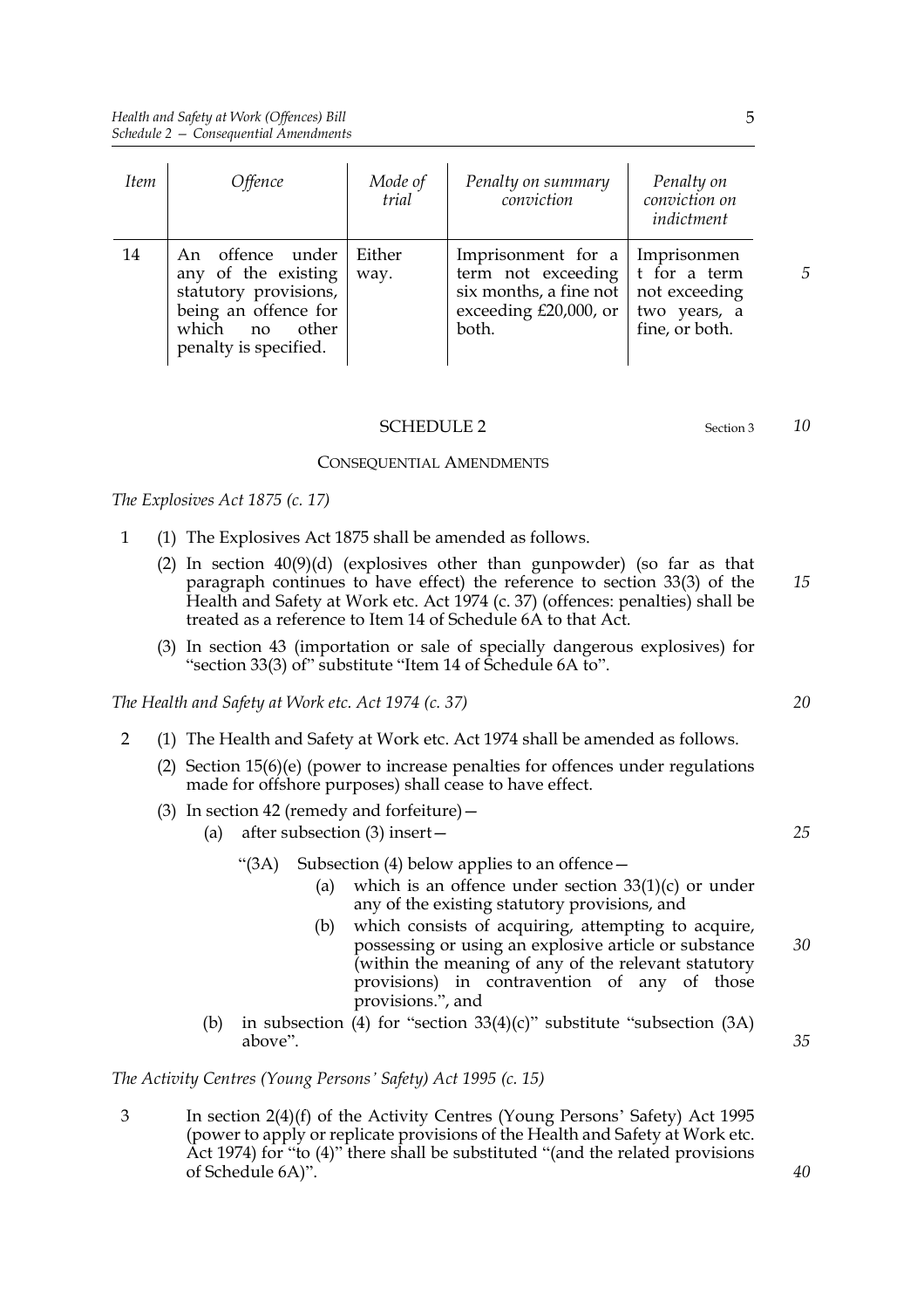| Item | Offence | Mode of trial | Penalty on summary conviction | Penalty on conviction on indictment |
|---|---|---|---|---|
| 14 | An offence under any of the existing statutory provisions, being an offence for which no other penalty is specified. | Either way. | Imprisonment for a term not exceeding six months, a fine not exceeding £20,000, or both. | Imprisonment for a term not exceeding two years, a fine, or both. |

## SCHEDULE 2

Section 3

### CONSEQUENTIAL AMENDMENTS

*The Explosives Act 1875 (c. 17)*

1 (1) The Explosives Act 1875 shall be amended as follows.

(2) In section 40(9)(d) (explosives other than gunpowder) (so far as that paragraph continues to have effect) the reference to section 33(3) of the Health and Safety at Work etc. Act 1974 (c. 37) (offences: penalties) shall be treated as a reference to Item 14 of Schedule 6A to that Act.

(3) In section 43 (importation or sale of specially dangerous explosives) for "section 33(3) of" substitute "Item 14 of Schedule 6A to".

*The Health and Safety at Work etc. Act 1974 (c. 37)*

2 (1) The Health and Safety at Work etc. Act 1974 shall be amended as follows.

(2) Section 15(6)(e) (power to increase penalties for offences under regulations made for offshore purposes) shall cease to have effect.

(3) In section 42 (remedy and forfeiture)—

(a) after subsection (3) insert—

"(3A) Subsection (4) below applies to an offence—

(a) which is an offence under section 33(1)(c) or under any of the existing statutory provisions, and

(b) which consists of acquiring, attempting to acquire, possessing or using an explosive article or substance (within the meaning of any of the relevant statutory provisions) in contravention of any of those provisions.", and

(b) in subsection (4) for "section 33(4)(c)" substitute "subsection (3A) above".

*The Activity Centres (Young Persons' Safety) Act 1995 (c. 15)*

3 In section 2(4)(f) of the Activity Centres (Young Persons' Safety) Act 1995 (power to apply or replicate provisions of the Health and Safety at Work etc. Act 1974) for "to (4)" there shall be substituted "(and the related provisions of Schedule 6A)".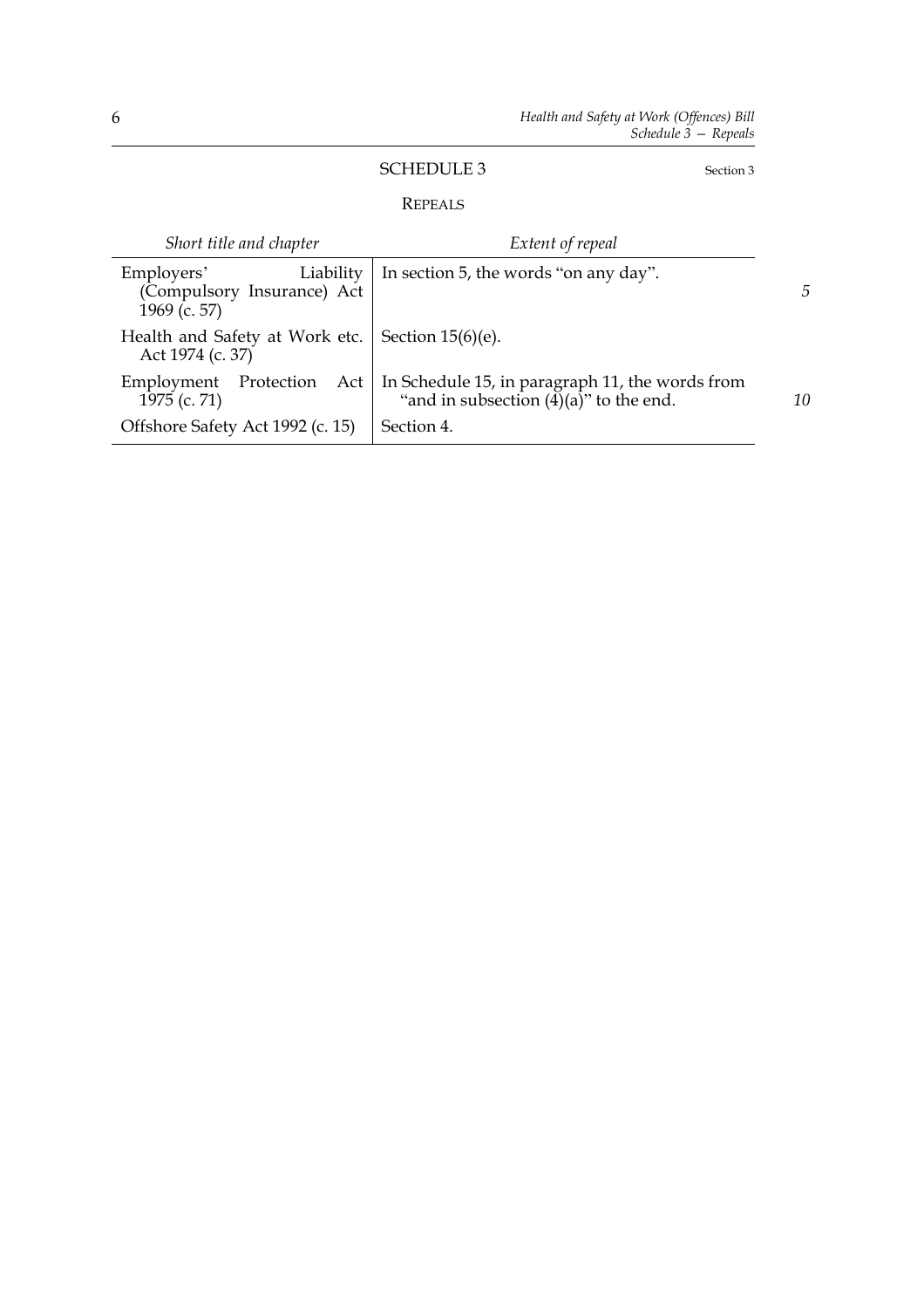## SCHEDULE 3

Section 3

### REPEALS

| *Short title and chapter* | *Extent of repeal* |
| --- | --- |
| Employers' Liability (Compulsory Insurance) Act 1969 (c. 57) | In section 5, the words "on any day". |
| Health and Safety at Work etc. Act 1974 (c. 37) | Section 15(6)(e). |
| Employment Protection Act 1975 (c. 71) | In Schedule 15, in paragraph 11, the words from "and in subsection (4)(a)" to the end. |
| Offshore Safety Act 1992 (c. 15) | Section 4. |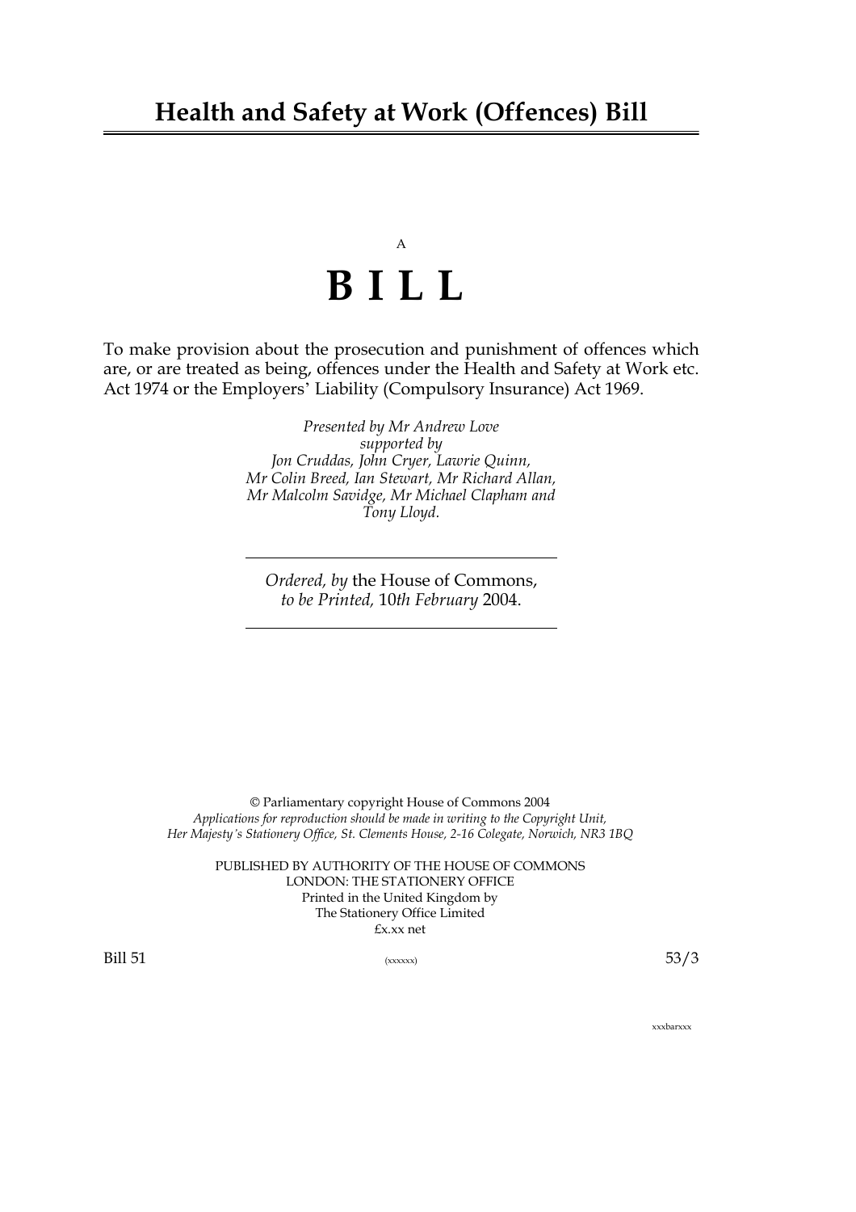# Health and Safety at Work (Offences) Bill

A

# B I L L

To make provision about the prosecution and punishment of offences which are, or are treated as being, offences under the Health and Safety at Work etc. Act 1974 or the Employers' Liability (Compulsory Insurance) Act 1969.

*Presented by Mr Andrew Love*
*supported by*
*Jon Cruddas, John Cryer, Lawrie Quinn, Mr Colin Breed, Ian Stewart, Mr Richard Allan, Mr Malcolm Savidge, Mr Michael Clapham and Tony Lloyd.*

---

*Ordered, by* the House of Commons, *to be Printed,* 10*th February* 2004.

---

© Parliamentary copyright House of Commons 2004
*Applications for reproduction should be made in writing to the Copyright Unit, Her Majesty's Stationery Office, St. Clements House, 2-16 Colegate, Norwich, NR3 1BQ*

PUBLISHED BY AUTHORITY OF THE HOUSE OF COMMONS
LONDON: THE STATIONERY OFFICE
Printed in the United Kingdom by
The Stationery Office Limited
£x.xx net

Bill 51 (xxxxxx) 53/3

xxxbarxxx